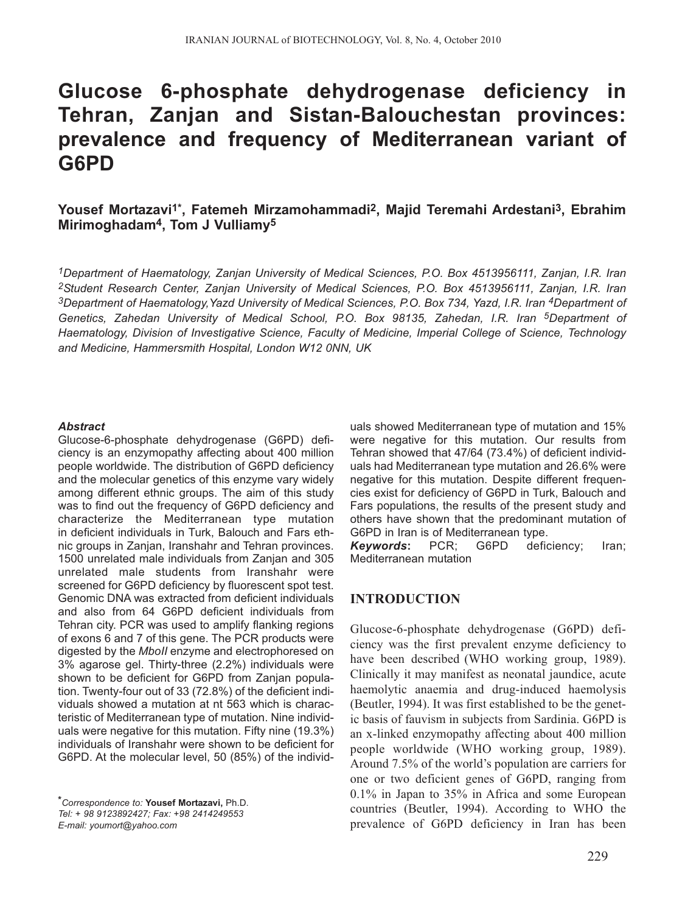# Glucose 6-phosphate dehydrogenase deficiency in Tehran, Zanjan and Sistan-Balouchestan provinces: prevalence and frequency of Mediterranean variant of G6PD

**Yousef Mortazavi[1*], Fatemeh Mirzamohammadi[2], Majid Teremahi Ardestani[3], Ebrahim Mirimoghadam[4], Tom J Vulliamy[5]**

*[1]Department of Haematology, Zanjan University of Medical Sciences, P.O. Box 4513956111, Zanjan, I.R. Iran [2]Student Research Center, Zanjan University of Medical Sciences, P.O. Box 4513956111, Zanjan, I.R. Iran [3]Department of Haematology, Yazd University of Medical Sciences, P.O. Box 734, Yazd, I.R. Iran [4]Department of Genetics, Zahedan University of Medical School, P.O. Box 98135, Zahedan, I.R. Iran [5]Department of Haematology, Division of Investigative Science, Faculty of Medicine, Imperial College of Science, Technology and Medicine, Hammersmith Hospital, London W12 0NN, UK*

***Abstract***

Glucose-6-phosphate dehydrogenase (G6PD) deficiency is an enzymopathy affecting about 400 million people worldwide. The distribution of G6PD deficiency and the molecular genetics of this enzyme vary widely among different ethnic groups. The aim of this study was to find out the frequency of G6PD deficiency and characterize the Mediterranean type mutation in deficient individuals in Turk, Balouch and Fars ethnic groups in Zanjan, Iranshahr and Tehran provinces. 1500 unrelated male individuals from Zanjan and 305 unrelated male students from Iranshahr were screened for G6PD deficiency by fluorescent spot test. Genomic DNA was extracted from deficient individuals and also from 64 G6PD deficient individuals from Tehran city. PCR was used to amplify flanking regions of exons 6 and 7 of this gene. The PCR products were digested by the *MboII* enzyme and electrophoresed on 3% agarose gel. Thirty-three (2.2%) individuals were shown to be deficient for G6PD from Zanjan population. Twenty-four out of 33 (72.8%) of the deficient individuals showed a mutation at nt 563 which is characteristic of Mediterranean type of mutation. Nine individuals were negative for this mutation. Fifty nine (19.3%) individuals of Iranshahr were shown to be deficient for G6PD. At the molecular level, 50 (85%) of the individuals showed Mediterranean type of mutation and 15% were negative for this mutation. Our results from Tehran showed that 47/64 (73.4%) of deficient individuals had Mediterranean type mutation and 26.6% were negative for this mutation. Despite different frequencies exist for deficiency of G6PD in Turk, Balouch and Fars populations, the results of the present study and others have shown that the predominant mutation of G6PD in Iran is of Mediterranean type.

***Keywords*:** PCR; G6PD deficiency; Iran; Mediterranean mutation

*\*Correspondence to:* **Yousef Mortazavi,** Ph.D.
*Tel: + 98 9123892427; Fax: +98 2414249553*
*E-mail: youmort@yahoo.com*

## INTRODUCTION

Glucose-6-phosphate dehydrogenase (G6PD) deficiency was the first prevalent enzyme deficiency to have been described (WHO working group, 1989). Clinically it may manifest as neonatal jaundice, acute haemolytic anaemia and drug-induced haemolysis (Beutler, 1994). It was first established to be the genetic basis of fauvism in subjects from Sardinia. G6PD is an x-linked enzymopathy affecting about 400 million people worldwide (WHO working group, 1989). Around 7.5% of the world's population are carriers for one or two deficient genes of G6PD, ranging from 0.1% in Japan to 35% in Africa and some European countries (Beutler, 1994). According to WHO the prevalence of G6PD deficiency in Iran has been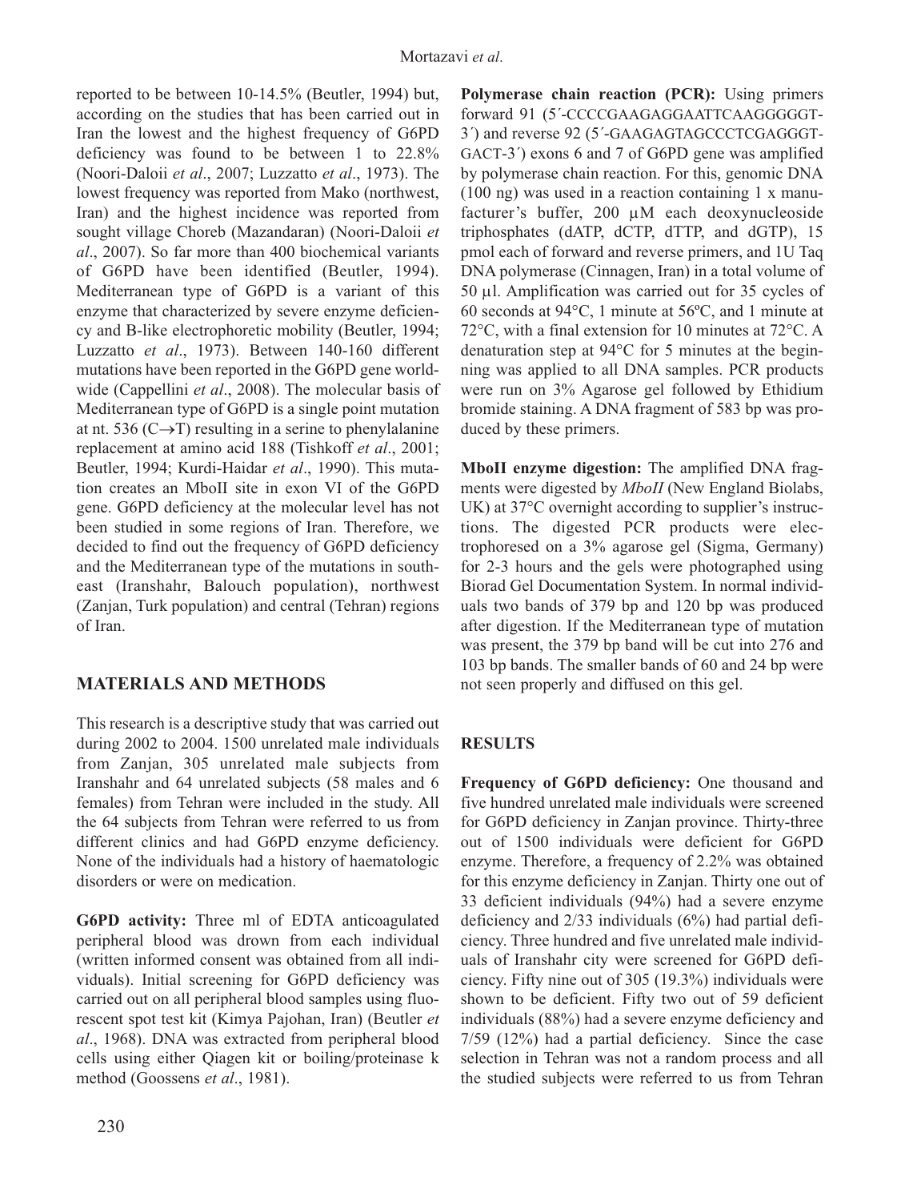reported to be between 10-14.5% (Beutler, 1994) but, according on the studies that has been carried out in Iran the lowest and the highest frequency of G6PD deficiency was found to be between 1 to 22.8% (Noori-Daloii *et al*., 2007; Luzzatto *et al*., 1973). The lowest frequency was reported from Mako (northwest, Iran) and the highest incidence was reported from sought village Choreb (Mazandaran) (Noori-Daloii *et al*., 2007). So far more than 400 biochemical variants of G6PD have been identified (Beutler, 1994). Mediterranean type of G6PD is a variant of this enzyme that characterized by severe enzyme deficiency and B-like electrophoretic mobility (Beutler, 1994; Luzzatto *et al*., 1973). Between 140-160 different mutations have been reported in the G6PD gene worldwide (Cappellini *et al*., 2008). The molecular basis of Mediterranean type of G6PD is a single point mutation at nt. 536 (C→T) resulting in a serine to phenylalanine replacement at amino acid 188 (Tishkoff *et al*., 2001; Beutler, 1994; Kurdi-Haidar *et al*., 1990). This mutation creates an MboII site in exon VI of the G6PD gene. G6PD deficiency at the molecular level has not been studied in some regions of Iran. Therefore, we decided to find out the frequency of G6PD deficiency and the Mediterranean type of the mutations in southeast (Iranshahr, Balouch population), northwest (Zanjan, Turk population) and central (Tehran) regions of Iran.

## MATERIALS AND METHODS

This research is a descriptive study that was carried out during 2002 to 2004. 1500 unrelated male individuals from Zanjan, 305 unrelated male subjects from Iranshahr and 64 unrelated subjects (58 males and 6 females) from Tehran were included in the study. All the 64 subjects from Tehran were referred to us from different clinics and had G6PD enzyme deficiency. None of the individuals had a history of haematologic disorders or were on medication.

**G6PD activity:** Three ml of EDTA anticoagulated peripheral blood was drown from each individual (written informed consent was obtained from all individuals). Initial screening for G6PD deficiency was carried out on all peripheral blood samples using fluorescent spot test kit (Kimya Pajohan, Iran) (Beutler *et al*., 1968). DNA was extracted from peripheral blood cells using either Qiagen kit or boiling/proteinase k method (Goossens *et al*., 1981).

**Polymerase chain reaction (PCR):** Using primers forward 91 (5´-CCCCGAAGAGGAATTCAAGGGGGT-3´) and reverse 92 (5´-GAAGAGTAGCCCTCGAGGGT-GACT-3´) exons 6 and 7 of G6PD gene was amplified by polymerase chain reaction. For this, genomic DNA (100 ng) was used in a reaction containing 1 x manufacturer's buffer, 200 µM each deoxynucleoside triphosphates (dATP, dCTP, dTTP, and dGTP), 15 pmol each of forward and reverse primers, and 1U Taq DNA polymerase (Cinnagen, Iran) in a total volume of 50 µl. Amplification was carried out for 35 cycles of 60 seconds at 94°C, 1 minute at 56ºC, and 1 minute at 72°C, with a final extension for 10 minutes at 72°C. A denaturation step at 94°C for 5 minutes at the beginning was applied to all DNA samples. PCR products were run on 3% Agarose gel followed by Ethidium bromide staining. A DNA fragment of 583 bp was produced by these primers.

**MboII enzyme digestion:** The amplified DNA fragments were digested by *MboII* (New England Biolabs, UK) at 37°C overnight according to supplier's instructions. The digested PCR products were electrophoresed on a 3% agarose gel (Sigma, Germany) for 2-3 hours and the gels were photographed using Biorad Gel Documentation System. In normal individuals two bands of 379 bp and 120 bp was produced after digestion. If the Mediterranean type of mutation was present, the 379 bp band will be cut into 276 and 103 bp bands. The smaller bands of 60 and 24 bp were not seen properly and diffused on this gel.

## RESULTS

**Frequency of G6PD deficiency:** One thousand and five hundred unrelated male individuals were screened for G6PD deficiency in Zanjan province. Thirty-three out of 1500 individuals were deficient for G6PD enzyme. Therefore, a frequency of 2.2% was obtained for this enzyme deficiency in Zanjan. Thirty one out of 33 deficient individuals (94%) had a severe enzyme deficiency and 2/33 individuals (6%) had partial deficiency. Three hundred and five unrelated male individuals of Iranshahr city were screened for G6PD deficiency. Fifty nine out of 305 (19.3%) individuals were shown to be deficient. Fifty two out of 59 deficient individuals (88%) had a severe enzyme deficiency and 7/59 (12%) had a partial deficiency. Since the case selection in Tehran was not a random process and all the studied subjects were referred to us from Tehran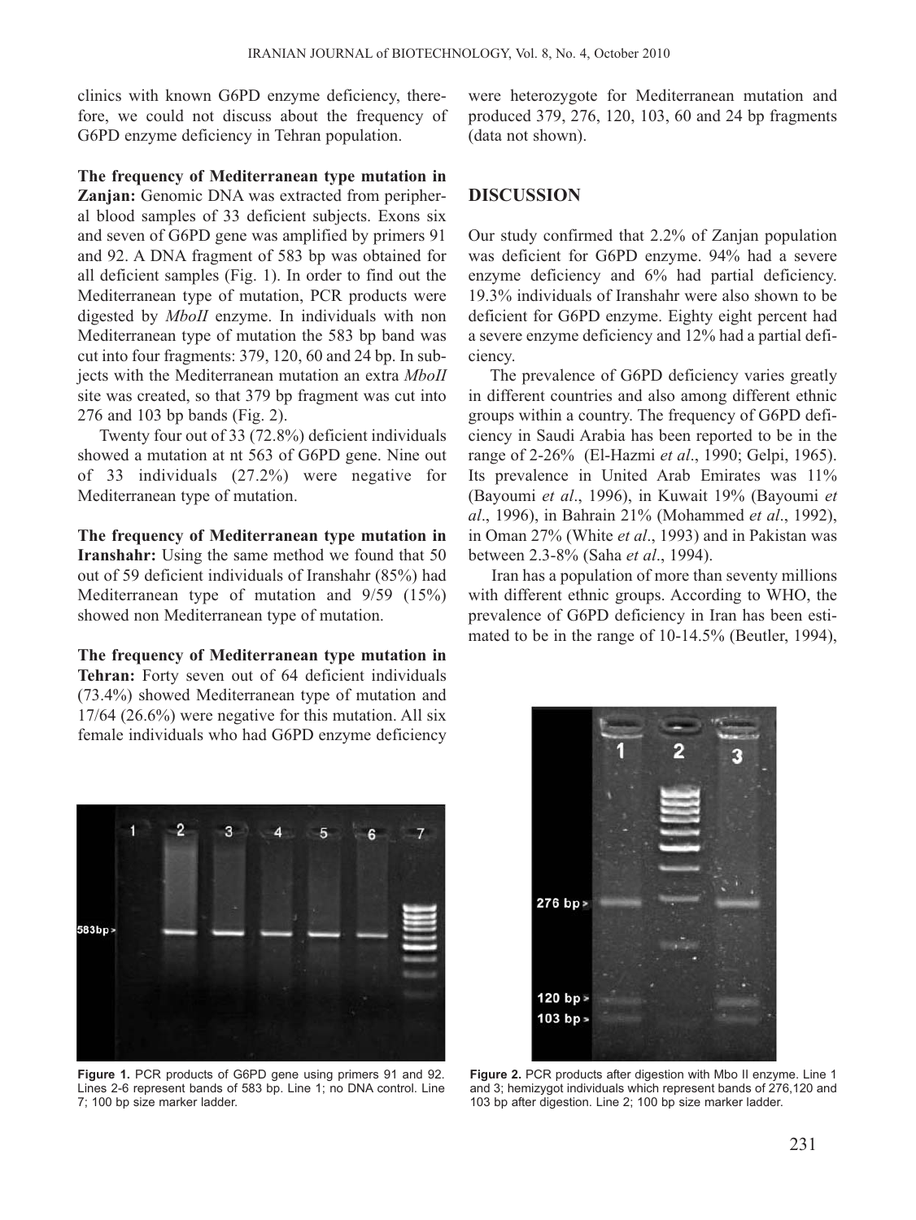clinics with known G6PD enzyme deficiency, therefore, we could not discuss about the frequency of G6PD enzyme deficiency in Tehran population.

**The frequency of Mediterranean type mutation in Zanjan:** Genomic DNA was extracted from peripheral blood samples of 33 deficient subjects. Exons six and seven of G6PD gene was amplified by primers 91 and 92. A DNA fragment of 583 bp was obtained for all deficient samples (Fig. 1). In order to find out the Mediterranean type of mutation, PCR products were digested by *MboII* enzyme. In individuals with non Mediterranean type of mutation the 583 bp band was cut into four fragments: 379, 120, 60 and 24 bp. In subjects with the Mediterranean mutation an extra *MboII* site was created, so that 379 bp fragment was cut into 276 and 103 bp bands (Fig. 2).

Twenty four out of 33 (72.8%) deficient individuals showed a mutation at nt 563 of G6PD gene. Nine out of 33 individuals (27.2%) were negative for Mediterranean type of mutation.

**The frequency of Mediterranean type mutation in Iranshahr:** Using the same method we found that 50 out of 59 deficient individuals of Iranshahr (85%) had Mediterranean type of mutation and 9/59 (15%) showed non Mediterranean type of mutation.

**The frequency of Mediterranean type mutation in Tehran:** Forty seven out of 64 deficient individuals (73.4%) showed Mediterranean type of mutation and 17/64 (26.6%) were negative for this mutation. All six female individuals who had G6PD enzyme deficiency were heterozygote for Mediterranean mutation and produced 379, 276, 120, 103, 60 and 24 bp fragments (data not shown).

**Figure 1.** PCR products of G6PD gene using primers 91 and 92. Lines 2-6 represent bands of 583 bp. Line 1; no DNA control. Line 7; 100 bp size marker ladder.

**Figure 2.** PCR products after digestion with Mbo II enzyme. Line 1 and 3; hemizygot individuals which represent bands of 276,120 and 103 bp after digestion. Line 2; 100 bp size marker ladder.

## DISCUSSION

Our study confirmed that 2.2% of Zanjan population was deficient for G6PD enzyme. 94% had a severe enzyme deficiency and 6% had partial deficiency. 19.3% individuals of Iranshahr were also shown to be deficient for G6PD enzyme. Eighty eight percent had a severe enzyme deficiency and 12% had a partial deficiency.

The prevalence of G6PD deficiency varies greatly in different countries and also among different ethnic groups within a country. The frequency of G6PD deficiency in Saudi Arabia has been reported to be in the range of 2-26% (El-Hazmi *et al*., 1990; Gelpi, 1965). Its prevalence in United Arab Emirates was 11% (Bayoumi *et al*., 1996), in Kuwait 19% (Bayoumi *et al*., 1996), in Bahrain 21% (Mohammed *et al*., 1992), in Oman 27% (White *et al*., 1993) and in Pakistan was between 2.3-8% (Saha *et al*., 1994).

Iran has a population of more than seventy millions with different ethnic groups. According to WHO, the prevalence of G6PD deficiency in Iran has been estimated to be in the range of 10-14.5% (Beutler, 1994),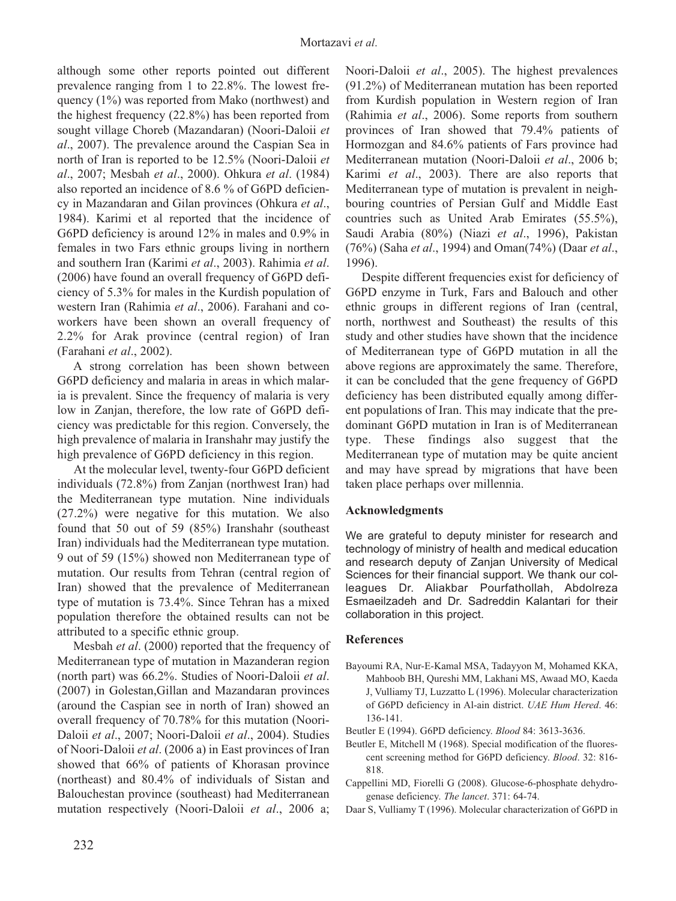although some other reports pointed out different prevalence ranging from 1 to 22.8%. The lowest frequency (1%) was reported from Mako (northwest) and the highest frequency (22.8%) has been reported from sought village Choreb (Mazandaran) (Noori-Daloii *et al*., 2007). The prevalence around the Caspian Sea in north of Iran is reported to be 12.5% (Noori-Daloii *et al*., 2007; Mesbah *et al*., 2000). Ohkura *et al*. (1984) also reported an incidence of 8.6 % of G6PD deficiency in Mazandaran and Gilan provinces (Ohkura *et al*., 1984). Karimi et al reported that the incidence of G6PD deficiency is around 12% in males and 0.9% in females in two Fars ethnic groups living in northern and southern Iran (Karimi *et al*., 2003). Rahimia *et al*. (2006) have found an overall frequency of G6PD deficiency of 5.3% for males in the Kurdish population of western Iran (Rahimia *et al*., 2006). Farahani and coworkers have been shown an overall frequency of 2.2% for Arak province (central region) of Iran (Farahani *et al*., 2002).

A strong correlation has been shown between G6PD deficiency and malaria in areas in which malaria is prevalent. Since the frequency of malaria is very low in Zanjan, therefore, the low rate of G6PD deficiency was predictable for this region. Conversely, the high prevalence of malaria in Iranshahr may justify the high prevalence of G6PD deficiency in this region.

At the molecular level, twenty-four G6PD deficient individuals (72.8%) from Zanjan (northwest Iran) had the Mediterranean type mutation. Nine individuals (27.2%) were negative for this mutation. We also found that 50 out of 59 (85%) Iranshahr (southeast Iran) individuals had the Mediterranean type mutation. 9 out of 59 (15%) showed non Mediterranean type of mutation. Our results from Tehran (central region of Iran) showed that the prevalence of Mediterranean type of mutation is 73.4%. Since Tehran has a mixed population therefore the obtained results can not be attributed to a specific ethnic group.

Mesbah *et al*. (2000) reported that the frequency of Mediterranean type of mutation in Mazanderan region (north part) was 66.2%. Studies of Noori-Daloii *et al*. (2007) in Golestan,Gillan and Mazandaran provinces (around the Caspian see in north of Iran) showed an overall frequency of 70.78% for this mutation (Noori-Daloii *et al*., 2007; Noori-Daloii *et al*., 2004). Studies of Noori-Daloii *et al*. (2006 a) in East provinces of Iran showed that 66% of patients of Khorasan province (northeast) and 80.4% of individuals of Sistan and Balouchestan province (southeast) had Mediterranean mutation respectively (Noori-Daloii *et al*., 2006 a; Noori-Daloii *et al*., 2005). The highest prevalences (91.2%) of Mediterranean mutation has been reported from Kurdish population in Western region of Iran (Rahimia *et al*., 2006). Some reports from southern provinces of Iran showed that 79.4% patients of Hormozgan and 84.6% patients of Fars province had Mediterranean mutation (Noori-Daloii *et al*., 2006 b; Karimi *et al*., 2003). There are also reports that Mediterranean type of mutation is prevalent in neighbouring countries of Persian Gulf and Middle East countries such as United Arab Emirates (55.5%), Saudi Arabia (80%) (Niazi *et al*., 1996), Pakistan (76%) (Saha *et al*., 1994) and Oman(74%) (Daar *et al*., 1996).

Despite different frequencies exist for deficiency of G6PD enzyme in Turk, Fars and Balouch and other ethnic groups in different regions of Iran (central, north, northwest and Southeast) the results of this study and other studies have shown that the incidence of Mediterranean type of G6PD mutation in all the above regions are approximately the same. Therefore, it can be concluded that the gene frequency of G6PD deficiency has been distributed equally among different populations of Iran. This may indicate that the predominant G6PD mutation in Iran is of Mediterranean type. These findings also suggest that the Mediterranean type of mutation may be quite ancient and may have spread by migrations that have been taken place perhaps over millennia.

## Acknowledgments

We are grateful to deputy minister for research and technology of ministry of health and medical education and research deputy of Zanjan University of Medical Sciences for their financial support. We thank our colleagues Dr. Aliakbar Pourfathollah, Abdolreza Esmaeilzadeh and Dr. Sadreddin Kalantari for their collaboration in this project.

## References

Bayoumi RA, Nur-E-Kamal MSA, Tadayyon M, Mohamed KKA, Mahboob BH, Qureshi MM, Lakhani MS, Awaad MO, Kaeda J, Vulliamy TJ, Luzzatto L (1996). Molecular characterization of G6PD deficiency in Al-ain district. *UAE Hum Hered*. 46: 136-141.

Beutler E (1994). G6PD deficiency. *Blood* 84: 3613-3636.

Beutler E, Mitchell M (1968). Special modification of the fluorescent screening method for G6PD deficiency. *Blood*. 32: 816-818.

Cappellini MD, Fiorelli G (2008). Glucose-6-phosphate dehydrogenase deficiency. *The lancet*. 371: 64-74.

Daar S, Vulliamy T (1996). Molecular characterization of G6PD in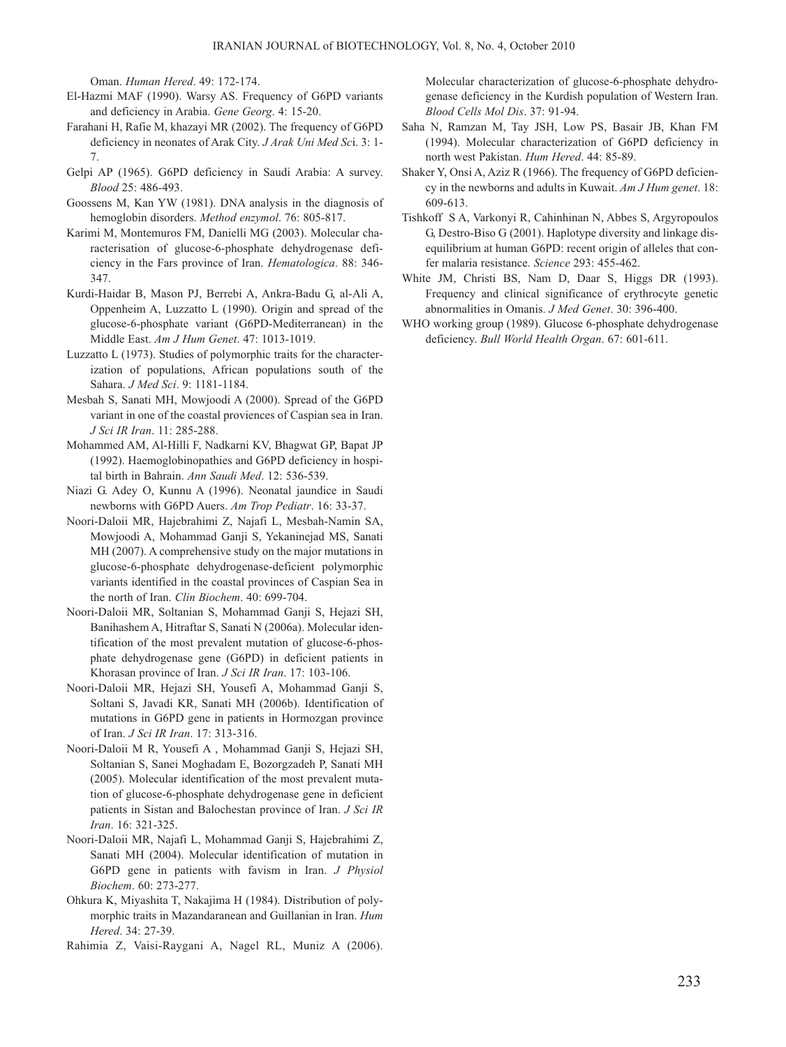Oman. *Human Hered*. 49: 172-174.

El-Hazmi MAF (1990). Warsy AS. Frequency of G6PD variants and deficiency in Arabia. *Gene Georg*. 4: 15-20.

Farahani H, Rafie M, khazayi MR (2002). The frequency of G6PD deficiency in neonates of Arak City. *J Arak Uni Med Sc*i. 3: 1-7.

Gelpi AP (1965). G6PD deficiency in Saudi Arabia: A survey. *Blood* 25: 486-493.

Goossens M, Kan YW (1981). DNA analysis in the diagnosis of hemoglobin disorders. *Method enzymol*. 76: 805-817.

Karimi M, Montemuros FM, Danielli MG (2003). Molecular characterisation of glucose-6-phosphate dehydrogenase deficiency in the Fars province of Iran. *Hematologica*. 88: 346-347.

Kurdi-Haidar B, Mason PJ, Berrebi A, Ankra-Badu G, al-Ali A, Oppenheim A, Luzzatto L (1990). Origin and spread of the glucose-6-phosphate variant (G6PD-Mediterranean) in the Middle East. *Am J Hum Genet*. 47: 1013-1019.

Luzzatto L (1973). Studies of polymorphic traits for the characterization of populations, African populations south of the Sahara. *J Med Sci*. 9: 1181-1184.

Mesbah S, Sanati MH, Mowjoodi A (2000). Spread of the G6PD variant in one of the coastal proviences of Caspian sea in Iran. *J Sci IR Iran*. 11: 285-288.

Mohammed AM, Al-Hilli F, Nadkarni KV, Bhagwat GP, Bapat JP (1992). Haemoglobinopathies and G6PD deficiency in hospital birth in Bahrain. *Ann Saudi Med*. 12: 536-539.

Niazi G. Adey O, Kunnu A (1996). Neonatal jaundice in Saudi newborns with G6PD Auers. *Am Trop Pediatr*. 16: 33-37.

Noori-Daloii MR, Hajebrahimi Z, Najafi L, Mesbah-Namin SA, Mowjoodi A, Mohammad Ganji S, Yekaninejad MS, Sanati MH (2007). A comprehensive study on the major mutations in glucose-6-phosphate dehydrogenase-deficient polymorphic variants identified in the coastal provinces of Caspian Sea in the north of Iran. *Clin Biochem*. 40: 699-704.

Noori-Daloii MR, Soltanian S, Mohammad Ganji S, Hejazi SH, Banihashem A, Hitraftar S, Sanati N (2006a). Molecular identification of the most prevalent mutation of glucose-6-phosphate dehydrogenase gene (G6PD) in deficient patients in Khorasan province of Iran. *J Sci IR Iran*. 17: 103-106.

Noori-Daloii MR, Hejazi SH, Yousefi A, Mohammad Ganji S, Soltani S, Javadi KR, Sanati MH (2006b). Identification of mutations in G6PD gene in patients in Hormozgan province of Iran. *J Sci IR Iran*. 17: 313-316.

Noori-Daloii M R, Yousefi A , Mohammad Ganji S, Hejazi SH, Soltanian S, Sanei Moghadam E, Bozorgzadeh P, Sanati MH (2005). Molecular identification of the most prevalent mutation of glucose-6-phosphate dehydrogenase gene in deficient patients in Sistan and Balochestan province of Iran. *J Sci IR Iran*. 16: 321-325.

Noori-Daloii MR, Najafi L, Mohammad Ganji S, Hajebrahimi Z, Sanati MH (2004). Molecular identification of mutation in G6PD gene in patients with favism in Iran. *J Physiol Biochem*. 60: 273-277.

Ohkura K, Miyashita T, Nakajima H (1984). Distribution of polymorphic traits in Mazandaranean and Guillanian in Iran. *Hum Hered*. 34: 27-39.

Rahimia Z, Vaisi-Raygani A, Nagel RL, Muniz A (2006). Molecular characterization of glucose-6-phosphate dehydrogenase deficiency in the Kurdish population of Western Iran. *Blood Cells Mol Dis*. 37: 91-94.

Saha N, Ramzan M, Tay JSH, Low PS, Basair JB, Khan FM (1994). Molecular characterization of G6PD deficiency in north west Pakistan. *Hum Hered*. 44: 85-89.

Shaker Y, Onsi A, Aziz R (1966). The frequency of G6PD deficiency in the newborns and adults in Kuwait. *Am J Hum genet*. 18: 609-613.

Tishkoff S A, Varkonyi R, Cahinhinan N, Abbes S, Argyropoulos G, Destro-Biso G (2001). Haplotype diversity and linkage disequilibrium at human G6PD: recent origin of alleles that confer malaria resistance. *Science* 293: 455-462.

White JM, Christi BS, Nam D, Daar S, Higgs DR (1993). Frequency and clinical significance of erythrocyte genetic abnormalities in Omanis. *J Med Genet*. 30: 396-400.

WHO working group (1989). Glucose 6-phosphate dehydrogenase deficiency. *Bull World Health Organ*. 67: 601-611.